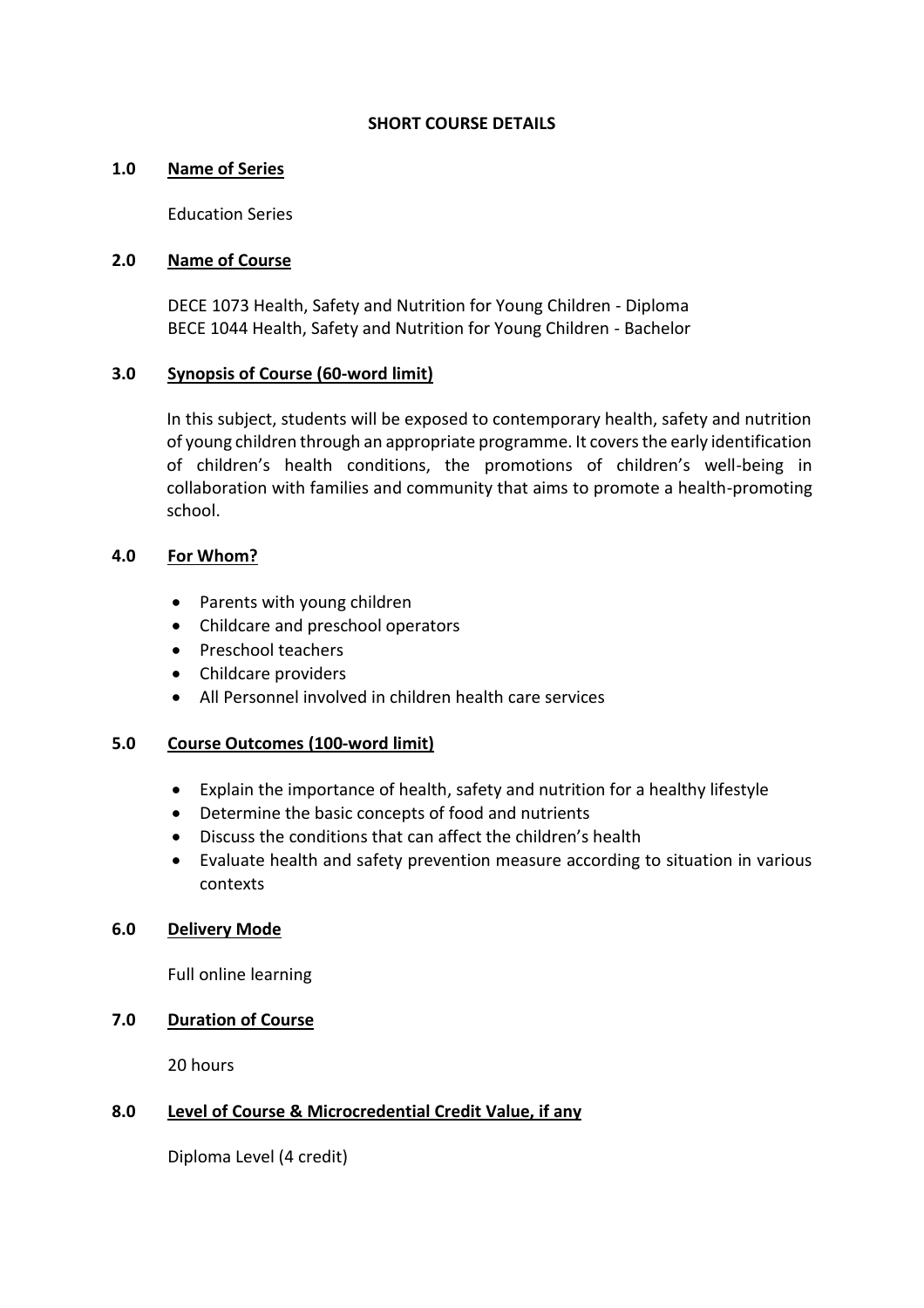# SHORT COURSE DETAILS

## 1.0 Name of Series

Education Series

## 2.0 Name of Course

DECE 1073 Health, Safety and Nutrition for Young Children - Diploma
BECE 1044 Health, Safety and Nutrition for Young Children - Bachelor

## 3.0 Synopsis of Course (60-word limit)

In this subject, students will be exposed to contemporary health, safety and nutrition of young children through an appropriate programme. It covers the early identification of children's health conditions, the promotions of children's well-being in collaboration with families and community that aims to promote a health-promoting school.

## 4.0 For Whom?

- Parents with young children
- Childcare and preschool operators
- Preschool teachers
- Childcare providers
- All Personnel involved in children health care services

## 5.0 Course Outcomes (100-word limit)

- Explain the importance of health, safety and nutrition for a healthy lifestyle
- Determine the basic concepts of food and nutrients
- Discuss the conditions that can affect the children's health
- Evaluate health and safety prevention measure according to situation in various contexts

## 6.0 Delivery Mode

Full online learning

## 7.0 Duration of Course

20 hours

## 8.0 Level of Course & Microcredential Credit Value, if any

Diploma Level (4 credit)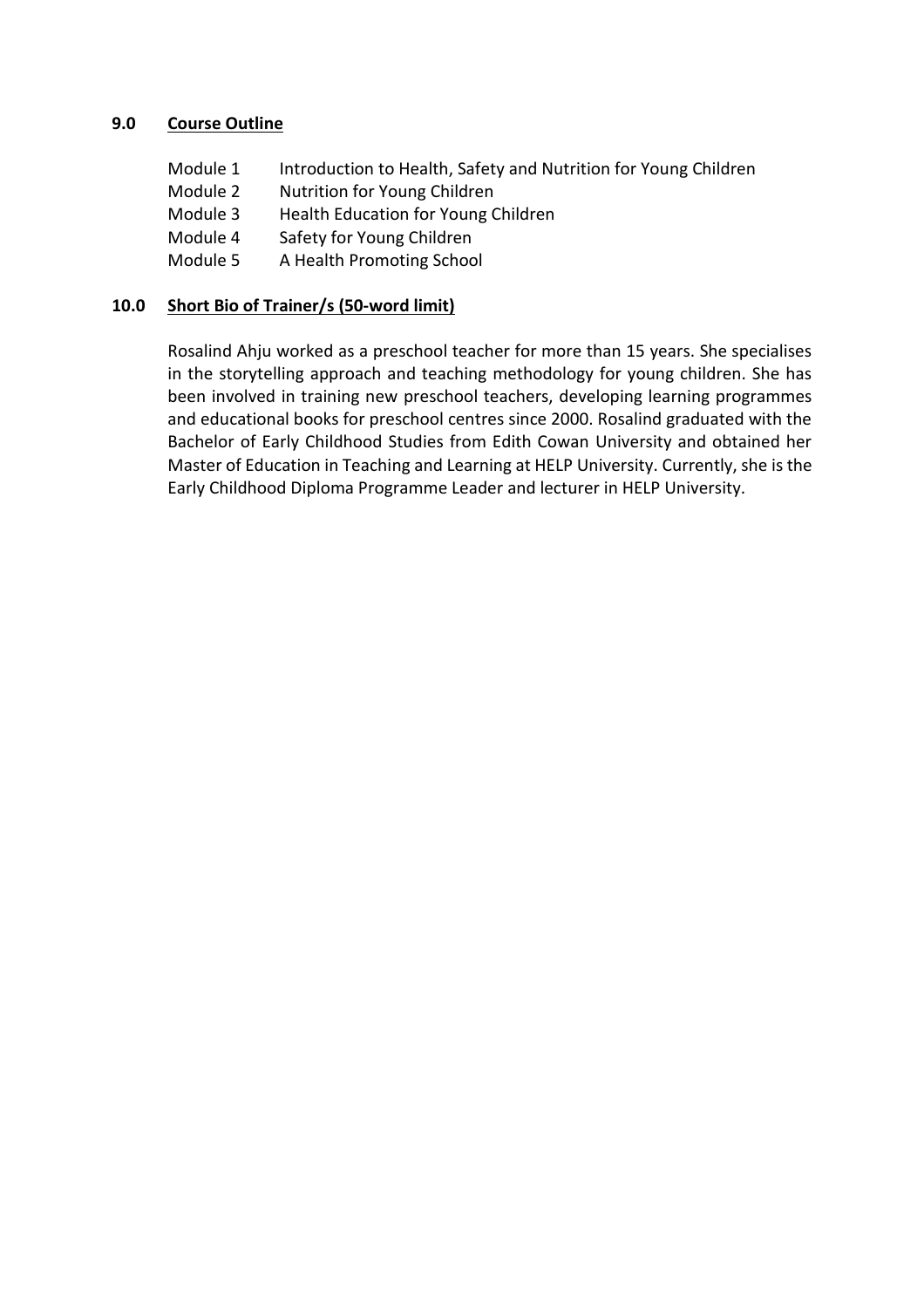## 9.0 Course Outline

| | |
|---|---|
| Module 1 | Introduction to Health, Safety and Nutrition for Young Children |
| Module 2 | Nutrition for Young Children |
| Module 3 | Health Education for Young Children |
| Module 4 | Safety for Young Children |
| Module 5 | A Health Promoting School |

## 10.0 Short Bio of Trainer/s (50-word limit)

Rosalind Ahju worked as a preschool teacher for more than 15 years. She specialises in the storytelling approach and teaching methodology for young children. She has been involved in training new preschool teachers, developing learning programmes and educational books for preschool centres since 2000. Rosalind graduated with the Bachelor of Early Childhood Studies from Edith Cowan University and obtained her Master of Education in Teaching and Learning at HELP University. Currently, she is the Early Childhood Diploma Programme Leader and lecturer in HELP University.